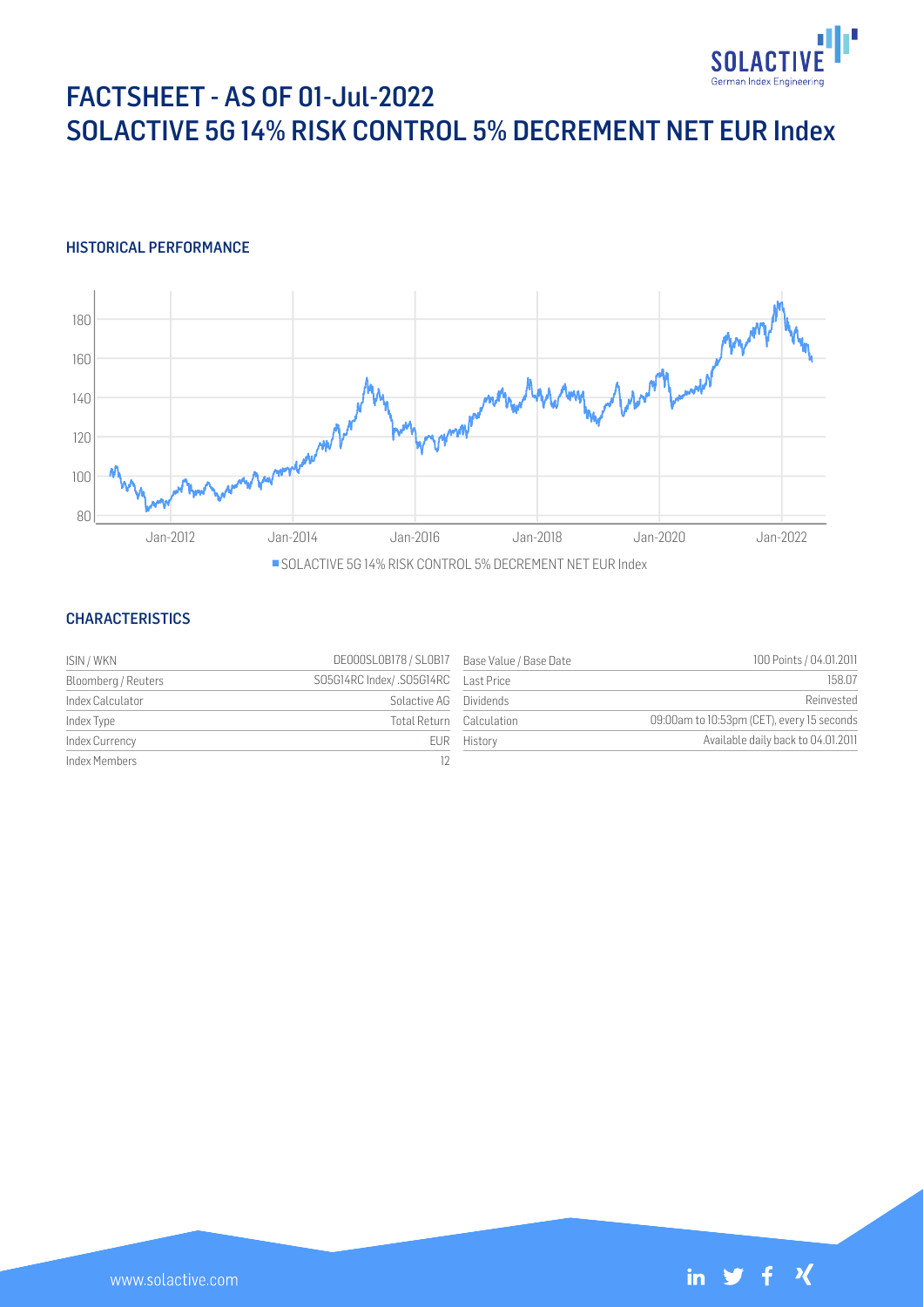# FACTSHEET - AS OF 01-Jul-2022
# SOLACTIVE 5G 14% RISK CONTROL 5% DECREMENT NET EUR Index

## HISTORICAL PERFORMANCE

## CHARACTERISTICS

| | | | |
|---|---|---|---|
| ISIN / WKN | DE000SL0B178 / SL0B17 | Base Value / Base Date | 100 Points / 04.01.2011 |
| Bloomberg / Reuters | SO5G14RC Index/ .SO5G14RC | Last Price | 158.07 |
| Index Calculator | Solactive AG | Dividends | Reinvested |
| Index Type | Total Return | Calculation | 09:00am to 10:53pm (CET), every 15 seconds |
| Index Currency | EUR | History | Available daily back to 04.01.2011 |
| Index Members | 12 | | |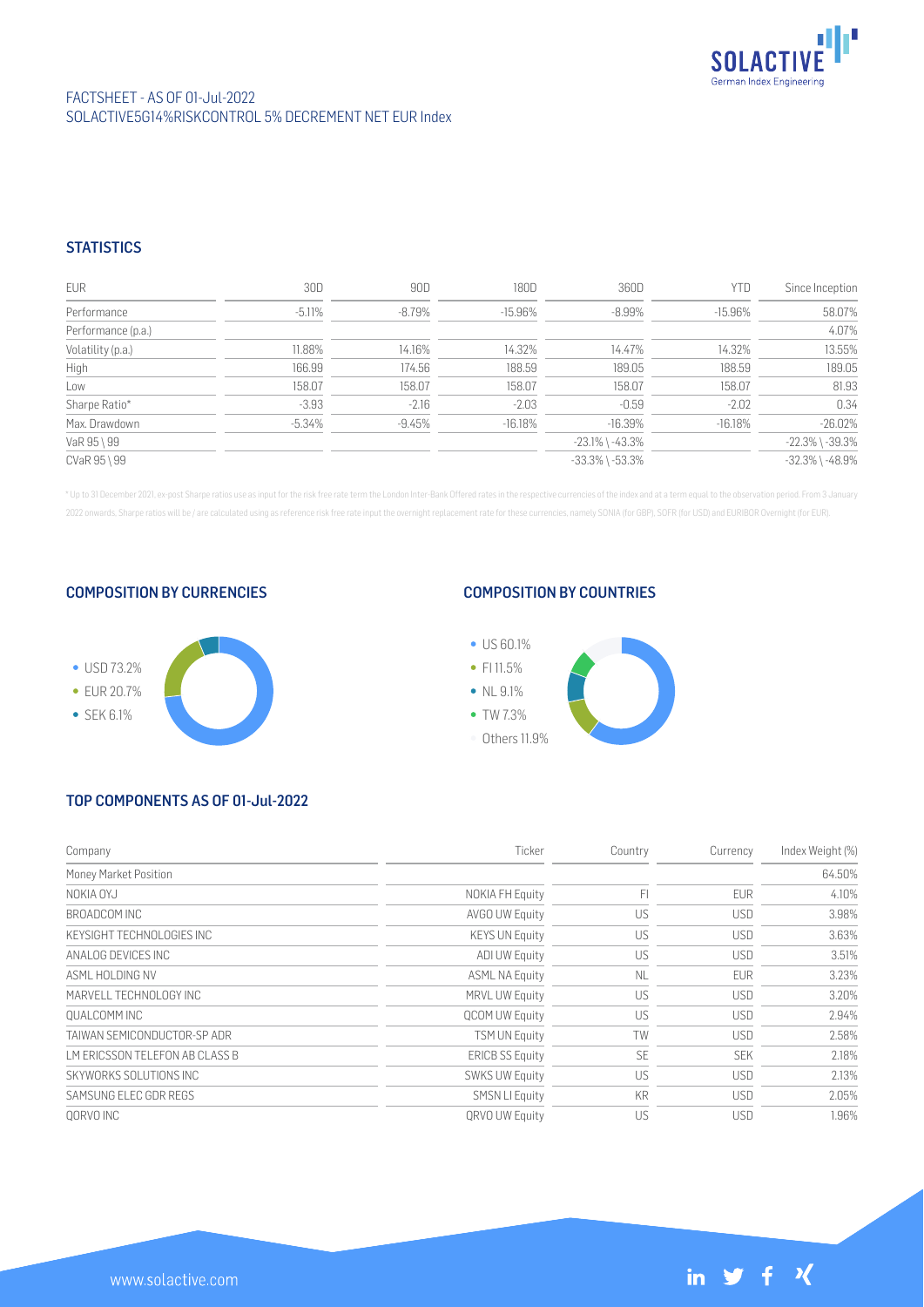FACTSHEET - AS OF 01-Jul-2022
SOLACTIVE5G14%RISKCONTROL 5% DECREMENT NET EUR Index

## STATISTICS

| EUR | 30D | 90D | 180D | 360D | YTD | Since Inception |
|---|---|---|---|---|---|---|
| Performance | -5.11% | -8.79% | -15.96% | -8.99% | -15.96% | 58.07% |
| Performance (p.a.) | | | | | | 4.07% |
| Volatility (p.a.) | 11.88% | 14.16% | 14.32% | 14.47% | 14.32% | 13.55% |
| High | 166.99 | 174.56 | 188.59 | 189.05 | 188.59 | 189.05 |
| Low | 158.07 | 158.07 | 158.07 | 158.07 | 158.07 | 81.93 |
| Sharpe Ratio* | -3.93 | -2.16 | -2.03 | -0.59 | -2.02 | 0.34 |
| Max. Drawdown | -5.34% | -9.45% | -16.18% | -16.39% | -16.18% | -26.02% |
| VaR 95 \ 99 | | | | -23.1% \ -43.3% | | -22.3% \ -39.3% |
| CVaR 95 \ 99 | | | | -33.3% \ -53.3% | | -32.3% \ -48.9% |

\* Up to 31 December 2021, ex-post Sharpe ratios use as input for the risk free rate term the London Inter-Bank Offered rates in the respective currencies of the index and at a term equal to the observation period. From 3 January 2022 onwards, Sharpe ratios will be / are calculated using as reference risk free rate input the overnight replacement rate for these currencies, namely SONIA (for GBP), SOFR (for USD) and EURIBOR Overnight (for EUR).

## COMPOSITION BY CURRENCIES

- USD 73.2%
- EUR 20.7%
- SEK 6.1%

## COMPOSITION BY COUNTRIES

- US 60.1%
- FI 11.5%
- NL 9.1%
- TW 7.3%
- Others 11.9%

## TOP COMPONENTS AS OF 01-Jul-2022

| Company | Ticker | Country | Currency | Index Weight (%) |
|---|---|---|---|---|
| Money Market Position | | | | 64.50% |
| NOKIA OYJ | NOKIA FH Equity | FI | EUR | 4.10% |
| BROADCOM INC | AVGO UW Equity | US | USD | 3.98% |
| KEYSIGHT TECHNOLOGIES INC | KEYS UN Equity | US | USD | 3.63% |
| ANALOG DEVICES INC | ADI UW Equity | US | USD | 3.51% |
| ASML HOLDING NV | ASML NA Equity | NL | EUR | 3.23% |
| MARVELL TECHNOLOGY INC | MRVL UW Equity | US | USD | 3.20% |
| QUALCOMM INC | QCOM UW Equity | US | USD | 2.94% |
| TAIWAN SEMICONDUCTOR-SP ADR | TSM UN Equity | TW | USD | 2.58% |
| LM ERICSSON TELEFON AB CLASS B | ERICB SS Equity | SE | SEK | 2.18% |
| SKYWORKS SOLUTIONS INC | SWKS UW Equity | US | USD | 2.13% |
| SAMSUNG ELEC GDR REGS | SMSN LI Equity | KR | USD | 2.05% |
| QORVO INC | QRVO UW Equity | US | USD | 1.96% |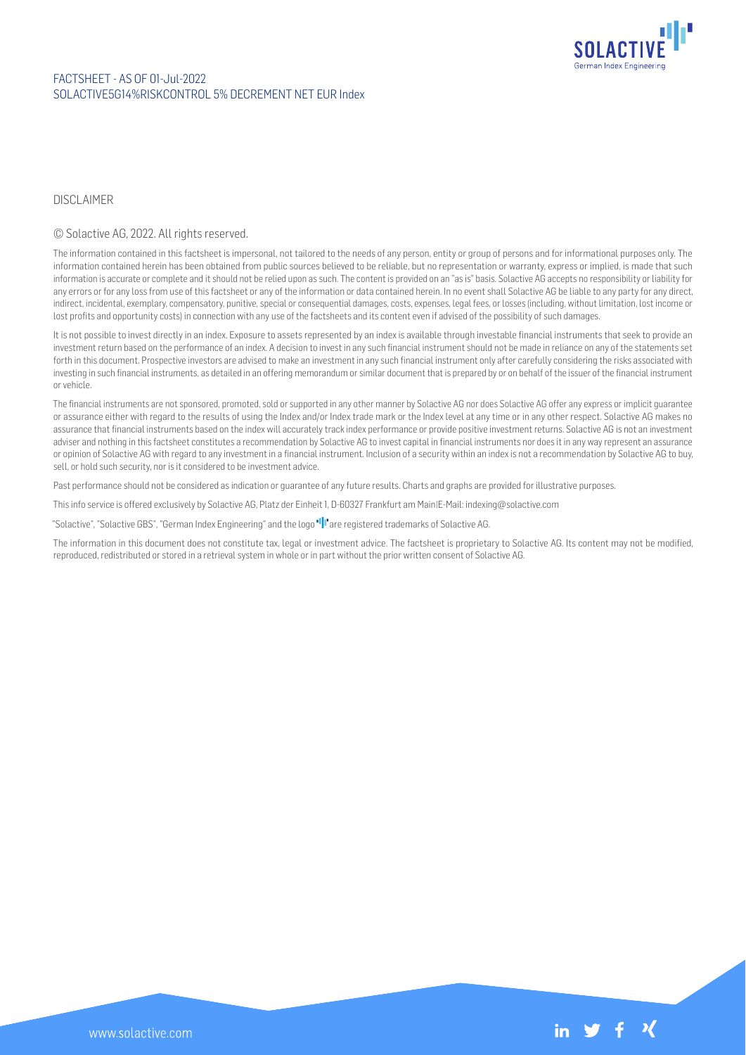## DISCLAIMER

© Solactive AG, 2022. All rights reserved.

The information contained in this factsheet is impersonal, not tailored to the needs of any person, entity or group of persons and for informational purposes only. The information contained herein has been obtained from public sources believed to be reliable, but no representation or warranty, express or implied, is made that such information is accurate or complete and it should not be relied upon as such. The content is provided on an "as is" basis. Solactive AG accepts no responsibility or liability for any errors or for any loss from use of this factsheet or any of the information or data contained herein. In no event shall Solactive AG be liable to any party for any direct, indirect, incidental, exemplary, compensatory, punitive, special or consequential damages, costs, expenses, legal fees, or losses (including, without limitation, lost income or lost profits and opportunity costs) in connection with any use of the factsheets and its content even if advised of the possibility of such damages.

It is not possible to invest directly in an index. Exposure to assets represented by an index is available through investable financial instruments that seek to provide an investment return based on the performance of an index. A decision to invest in any such financial instrument should not be made in reliance on any of the statements set forth in this document. Prospective investors are advised to make an investment in any such financial instrument only after carefully considering the risks associated with investing in such financial instruments, as detailed in an offering memorandum or similar document that is prepared by or on behalf of the issuer of the financial instrument or vehicle.

The financial instruments are not sponsored, promoted, sold or supported in any other manner by Solactive AG nor does Solactive AG offer any express or implicit guarantee or assurance either with regard to the results of using the Index and/or Index trade mark or the Index level at any time or in any other respect. Solactive AG makes no assurance that financial instruments based on the index will accurately track index performance or provide positive investment returns. Solactive AG is not an investment adviser and nothing in this factsheet constitutes a recommendation by Solactive AG to invest capital in financial instruments nor does it in any way represent an assurance or opinion of Solactive AG with regard to any investment in a financial instrument. Inclusion of a security within an index is not a recommendation by Solactive AG to buy, sell, or hold such security, nor is it considered to be investment advice.

Past performance should not be considered as indication or guarantee of any future results. Charts and graphs are provided for illustrative purposes.

This info service is offered exclusively by Solactive AG, Platz der Einheit 1, D-60327 Frankfurt am Main|E-Mail: indexing@solactive.com

"Solactive", "Solactive GBS", "German Index Engineering" and the logo are registered trademarks of Solactive AG.

The information in this document does not constitute tax, legal or investment advice. The factsheet is proprietary to Solactive AG. Its content may not be modified, reproduced, redistributed or stored in a retrieval system in whole or in part without the prior written consent of Solactive AG.